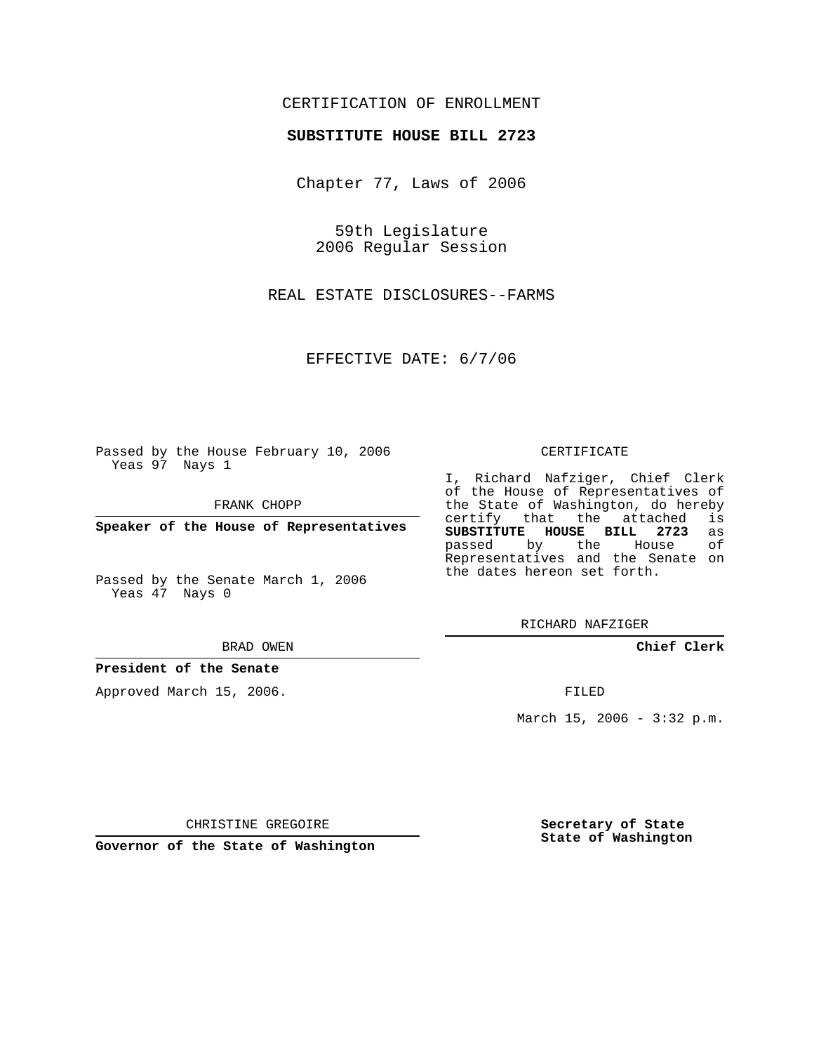CERTIFICATION OF ENROLLMENT

**SUBSTITUTE HOUSE BILL 2723**

Chapter 77, Laws of 2006

59th Legislature
2006 Regular Session

REAL ESTATE DISCLOSURES--FARMS

EFFECTIVE DATE: 6/7/06

Passed by the House February 10, 2006
Yeas 97 Nays 1

FRANK CHOPP

**Speaker of the House of Representatives**

Passed by the Senate March 1, 2006
Yeas 47 Nays 0

BRAD OWEN

**President of the Senate**

Approved March 15, 2006.

CHRISTINE GREGOIRE

**Governor of the State of Washington**

CERTIFICATE

I, Richard Nafziger, Chief Clerk of the House of Representatives of the State of Washington, do hereby certify that the attached is **SUBSTITUTE HOUSE BILL 2723** as passed by the House of Representatives and the Senate on the dates hereon set forth.

RICHARD NAFZIGER

**Chief Clerk**

FILED

March 15, 2006 - 3:32 p.m.

**Secretary of State**
**State of Washington**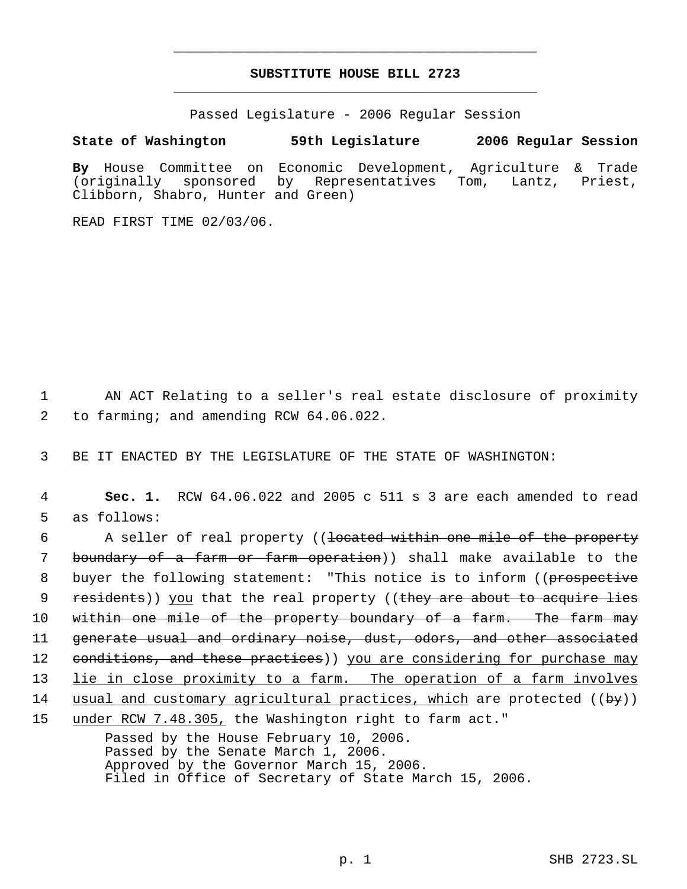# SUBSTITUTE HOUSE BILL 2723

Passed Legislature - 2006 Regular Session

**State of Washington 59th Legislature 2006 Regular Session**

**By** House Committee on Economic Development, Agriculture & Trade (originally sponsored by Representatives Tom, Lantz, Priest, Clibborn, Shabro, Hunter and Green)

READ FIRST TIME 02/03/06.

AN ACT Relating to a seller's real estate disclosure of proximity to farming; and amending RCW 64.06.022.

BE IT ENACTED BY THE LEGISLATURE OF THE STATE OF WASHINGTON:

**Sec. 1.** RCW 64.06.022 and 2005 c 511 s 3 are each amended to read as follows:

A seller of real property ((~~located within one mile of the property boundary of a farm or farm operation~~)) shall make available to the buyer the following statement: "This notice is to inform ((~~prospective residents~~)) <u>you</u> that the real property ((~~they are about to acquire lies within one mile of the property boundary of a farm. The farm may generate usual and ordinary noise, dust, odors, and other associated conditions, and these practices~~)) <u>you are considering for purchase may lie in close proximity to a farm. The operation of a farm involves usual and customary agricultural practices, which</u> are protected ((~~by~~)) <u>under RCW 7.48.305,</u> the Washington right to farm act."

Passed by the House February 10, 2006.
Passed by the Senate March 1, 2006.
Approved by the Governor March 15, 2006.
Filed in Office of Secretary of State March 15, 2006.